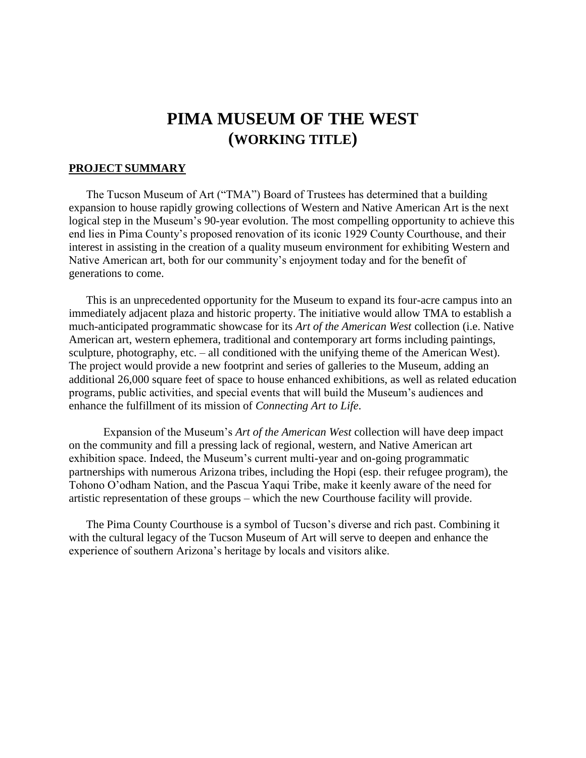# PIMA MUSEUM OF THE WEST
## (WORKING TITLE)

## PROJECT SUMMARY

The Tucson Museum of Art ("TMA") Board of Trustees has determined that a building expansion to house rapidly growing collections of Western and Native American Art is the next logical step in the Museum's 90-year evolution. The most compelling opportunity to achieve this end lies in Pima County's proposed renovation of its iconic 1929 County Courthouse, and their interest in assisting in the creation of a quality museum environment for exhibiting Western and Native American art, both for our community's enjoyment today and for the benefit of generations to come.

This is an unprecedented opportunity for the Museum to expand its four-acre campus into an immediately adjacent plaza and historic property. The initiative would allow TMA to establish a much-anticipated programmatic showcase for its *Art of the American West* collection (i.e. Native American art, western ephemera, traditional and contemporary art forms including paintings, sculpture, photography, etc. – all conditioned with the unifying theme of the American West). The project would provide a new footprint and series of galleries to the Museum, adding an additional 26,000 square feet of space to house enhanced exhibitions, as well as related education programs, public activities, and special events that will build the Museum's audiences and enhance the fulfillment of its mission of *Connecting Art to Life*.

Expansion of the Museum's *Art of the American West* collection will have deep impact on the community and fill a pressing lack of regional, western, and Native American art exhibition space. Indeed, the Museum's current multi-year and on-going programmatic partnerships with numerous Arizona tribes, including the Hopi (esp. their refugee program), the Tohono O'odham Nation, and the Pascua Yaqui Tribe, make it keenly aware of the need for artistic representation of these groups – which the new Courthouse facility will provide.

The Pima County Courthouse is a symbol of Tucson's diverse and rich past. Combining it with the cultural legacy of the Tucson Museum of Art will serve to deepen and enhance the experience of southern Arizona's heritage by locals and visitors alike.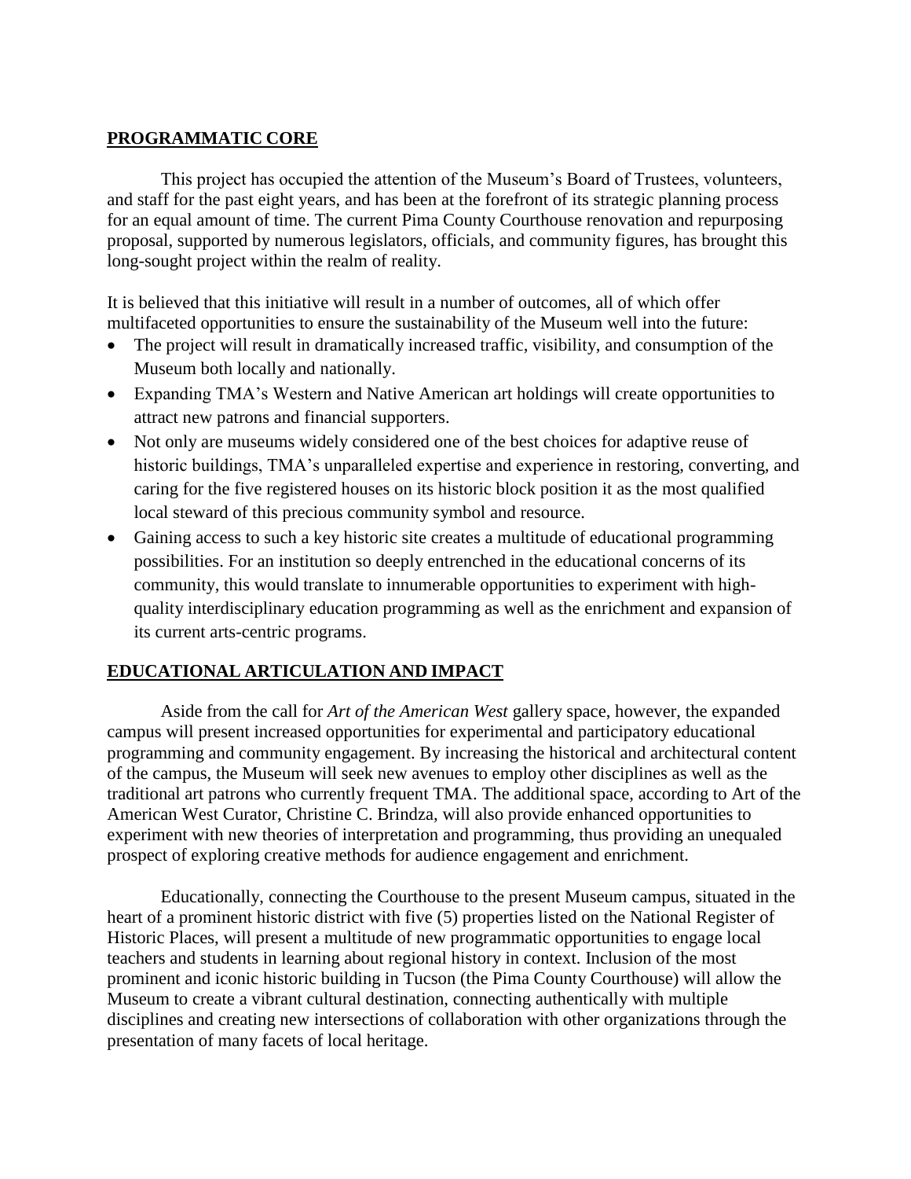## PROGRAMMATIC CORE

This project has occupied the attention of the Museum's Board of Trustees, volunteers, and staff for the past eight years, and has been at the forefront of its strategic planning process for an equal amount of time. The current Pima County Courthouse renovation and repurposing proposal, supported by numerous legislators, officials, and community figures, has brought this long-sought project within the realm of reality.

It is believed that this initiative will result in a number of outcomes, all of which offer multifaceted opportunities to ensure the sustainability of the Museum well into the future:

- The project will result in dramatically increased traffic, visibility, and consumption of the Museum both locally and nationally.
- Expanding TMA's Western and Native American art holdings will create opportunities to attract new patrons and financial supporters.
- Not only are museums widely considered one of the best choices for adaptive reuse of historic buildings, TMA's unparalleled expertise and experience in restoring, converting, and caring for the five registered houses on its historic block position it as the most qualified local steward of this precious community symbol and resource.
- Gaining access to such a key historic site creates a multitude of educational programming possibilities. For an institution so deeply entrenched in the educational concerns of its community, this would translate to innumerable opportunities to experiment with high-quality interdisciplinary education programming as well as the enrichment and expansion of its current arts-centric programs.

## EDUCATIONAL ARTICULATION AND IMPACT

Aside from the call for *Art of the American West* gallery space, however, the expanded campus will present increased opportunities for experimental and participatory educational programming and community engagement. By increasing the historical and architectural content of the campus, the Museum will seek new avenues to employ other disciplines as well as the traditional art patrons who currently frequent TMA. The additional space, according to Art of the American West Curator, Christine C. Brindza, will also provide enhanced opportunities to experiment with new theories of interpretation and programming, thus providing an unequaled prospect of exploring creative methods for audience engagement and enrichment.

Educationally, connecting the Courthouse to the present Museum campus, situated in the heart of a prominent historic district with five (5) properties listed on the National Register of Historic Places, will present a multitude of new programmatic opportunities to engage local teachers and students in learning about regional history in context. Inclusion of the most prominent and iconic historic building in Tucson (the Pima County Courthouse) will allow the Museum to create a vibrant cultural destination, connecting authentically with multiple disciplines and creating new intersections of collaboration with other organizations through the presentation of many facets of local heritage.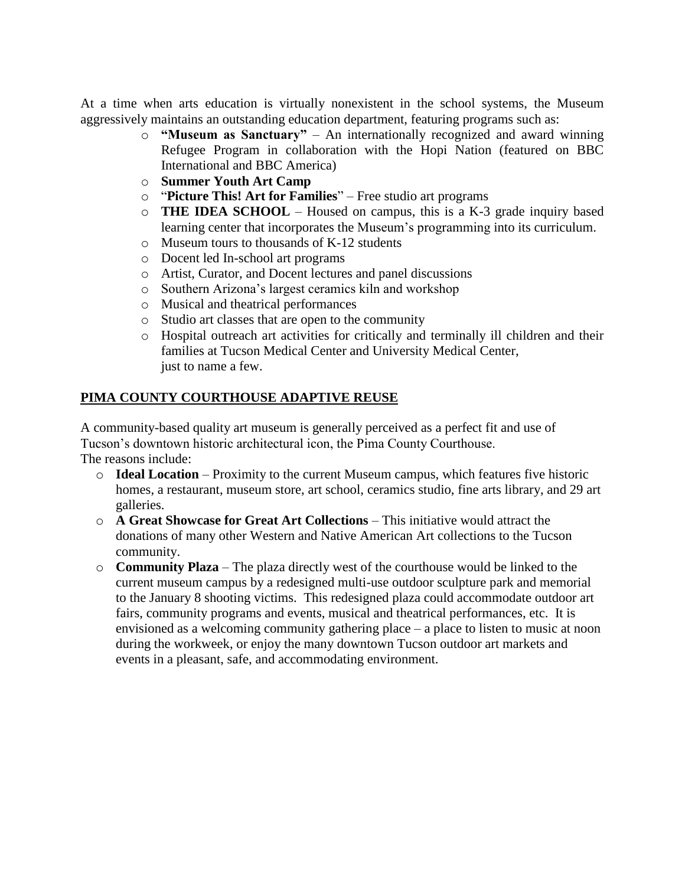At a time when arts education is virtually nonexistent in the school systems, the Museum aggressively maintains an outstanding education department, featuring programs such as:

- **"Museum as Sanctuary"** – An internationally recognized and award winning Refugee Program in collaboration with the Hopi Nation (featured on BBC International and BBC America)
- **Summer Youth Art Camp**
- "**Picture This! Art for Families**" – Free studio art programs
- **THE IDEA SCHOOL** – Housed on campus, this is a K-3 grade inquiry based learning center that incorporates the Museum's programming into its curriculum.
- Museum tours to thousands of K-12 students
- Docent led In-school art programs
- Artist, Curator, and Docent lectures and panel discussions
- Southern Arizona's largest ceramics kiln and workshop
- Musical and theatrical performances
- Studio art classes that are open to the community
- Hospital outreach art activities for critically and terminally ill children and their families at Tucson Medical Center and University Medical Center, just to name a few.

## PIMA COUNTY COURTHOUSE ADAPTIVE REUSE

A community-based quality art museum is generally perceived as a perfect fit and use of Tucson's downtown historic architectural icon, the Pima County Courthouse. The reasons include:

- **Ideal Location** – Proximity to the current Museum campus, which features five historic homes, a restaurant, museum store, art school, ceramics studio, fine arts library, and 29 art galleries.
- **A Great Showcase for Great Art Collections** – This initiative would attract the donations of many other Western and Native American Art collections to the Tucson community.
- **Community Plaza** – The plaza directly west of the courthouse would be linked to the current museum campus by a redesigned multi-use outdoor sculpture park and memorial to the January 8 shooting victims. This redesigned plaza could accommodate outdoor art fairs, community programs and events, musical and theatrical performances, etc. It is envisioned as a welcoming community gathering place – a place to listen to music at noon during the workweek, or enjoy the many downtown Tucson outdoor art markets and events in a pleasant, safe, and accommodating environment.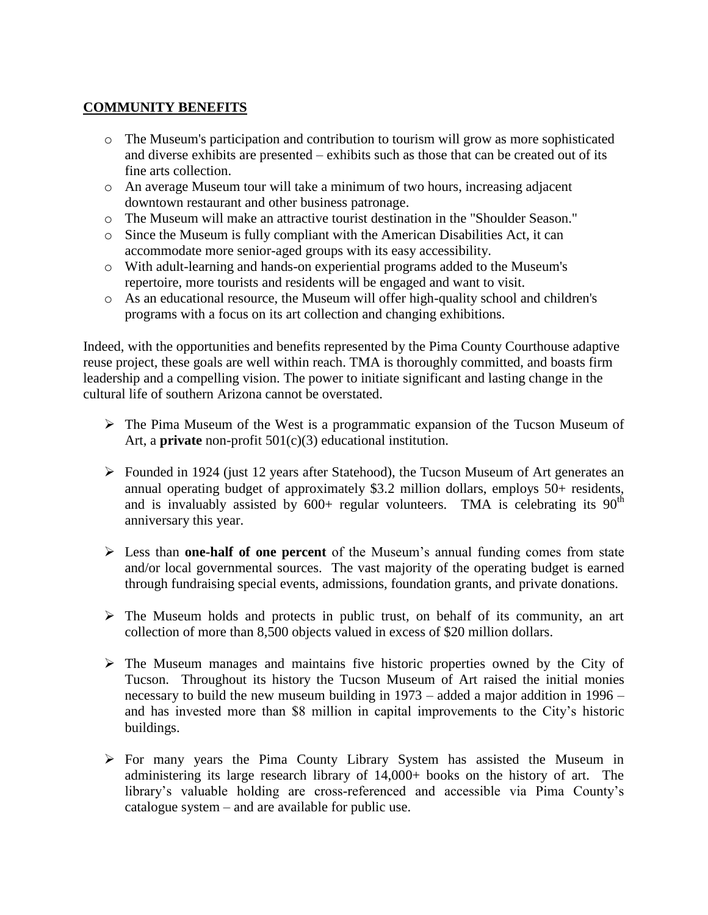## COMMUNITY BENEFITS

- The Museum's participation and contribution to tourism will grow as more sophisticated and diverse exhibits are presented – exhibits such as those that can be created out of its fine arts collection.
- An average Museum tour will take a minimum of two hours, increasing adjacent downtown restaurant and other business patronage.
- The Museum will make an attractive tourist destination in the "Shoulder Season."
- Since the Museum is fully compliant with the American Disabilities Act, it can accommodate more senior-aged groups with its easy accessibility.
- With adult-learning and hands-on experiential programs added to the Museum's repertoire, more tourists and residents will be engaged and want to visit.
- As an educational resource, the Museum will offer high-quality school and children's programs with a focus on its art collection and changing exhibitions.

Indeed, with the opportunities and benefits represented by the Pima County Courthouse adaptive reuse project, these goals are well within reach. TMA is thoroughly committed, and boasts firm leadership and a compelling vision. The power to initiate significant and lasting change in the cultural life of southern Arizona cannot be overstated.

- The Pima Museum of the West is a programmatic expansion of the Tucson Museum of Art, a **private** non-profit 501(c)(3) educational institution.

- Founded in 1924 (just 12 years after Statehood), the Tucson Museum of Art generates an annual operating budget of approximately $3.2 million dollars, employs 50+ residents, and is invaluably assisted by 600+ regular volunteers. TMA is celebrating its 90th anniversary this year.

- Less than **one-half of one percent** of the Museum's annual funding comes from state and/or local governmental sources. The vast majority of the operating budget is earned through fundraising special events, admissions, foundation grants, and private donations.

- The Museum holds and protects in public trust, on behalf of its community, an art collection of more than 8,500 objects valued in excess of $20 million dollars.

- The Museum manages and maintains five historic properties owned by the City of Tucson. Throughout its history the Tucson Museum of Art raised the initial monies necessary to build the new museum building in 1973 – added a major addition in 1996 – and has invested more than $8 million in capital improvements to the City's historic buildings.

- For many years the Pima County Library System has assisted the Museum in administering its large research library of 14,000+ books on the history of art. The library's valuable holding are cross-referenced and accessible via Pima County's catalogue system – and are available for public use.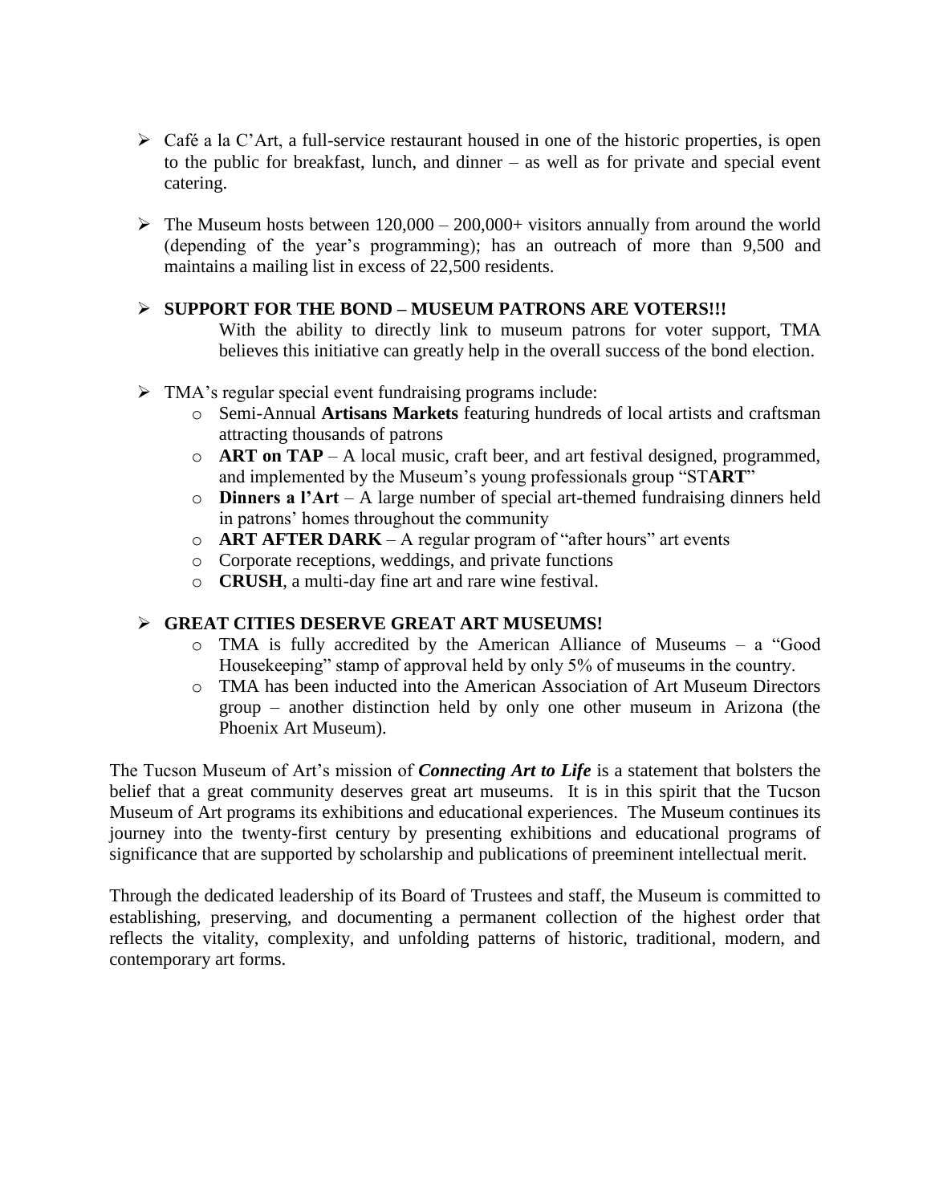- Café a la C'Art, a full-service restaurant housed in one of the historic properties, is open to the public for breakfast, lunch, and dinner – as well as for private and special event catering.

- The Museum hosts between 120,000 – 200,000+ visitors annually from around the world (depending of the year's programming); has an outreach of more than 9,500 and maintains a mailing list in excess of 22,500 residents.

- **SUPPORT FOR THE BOND – MUSEUM PATRONS ARE VOTERS!!!**
  With the ability to directly link to museum patrons for voter support, TMA believes this initiative can greatly help in the overall success of the bond election.

- TMA's regular special event fundraising programs include:
  - Semi-Annual **Artisans Markets** featuring hundreds of local artists and craftsman attracting thousands of patrons
  - **ART on TAP** – A local music, craft beer, and art festival designed, programmed, and implemented by the Museum's young professionals group "ST**ART**"
  - **Dinners a l'Art** – A large number of special art-themed fundraising dinners held in patrons' homes throughout the community
  - **ART AFTER DARK** – A regular program of "after hours" art events
  - Corporate receptions, weddings, and private functions
  - **CRUSH**, a multi-day fine art and rare wine festival.

- **GREAT CITIES DESERVE GREAT ART MUSEUMS!**
  - TMA is fully accredited by the American Alliance of Museums – a "Good Housekeeping" stamp of approval held by only 5% of museums in the country.
  - TMA has been inducted into the American Association of Art Museum Directors group – another distinction held by only one other museum in Arizona (the Phoenix Art Museum).

The Tucson Museum of Art's mission of ***Connecting Art to Life*** is a statement that bolsters the belief that a great community deserves great art museums. It is in this spirit that the Tucson Museum of Art programs its exhibitions and educational experiences. The Museum continues its journey into the twenty-first century by presenting exhibitions and educational programs of significance that are supported by scholarship and publications of preeminent intellectual merit.

Through the dedicated leadership of its Board of Trustees and staff, the Museum is committed to establishing, preserving, and documenting a permanent collection of the highest order that reflects the vitality, complexity, and unfolding patterns of historic, traditional, modern, and contemporary art forms.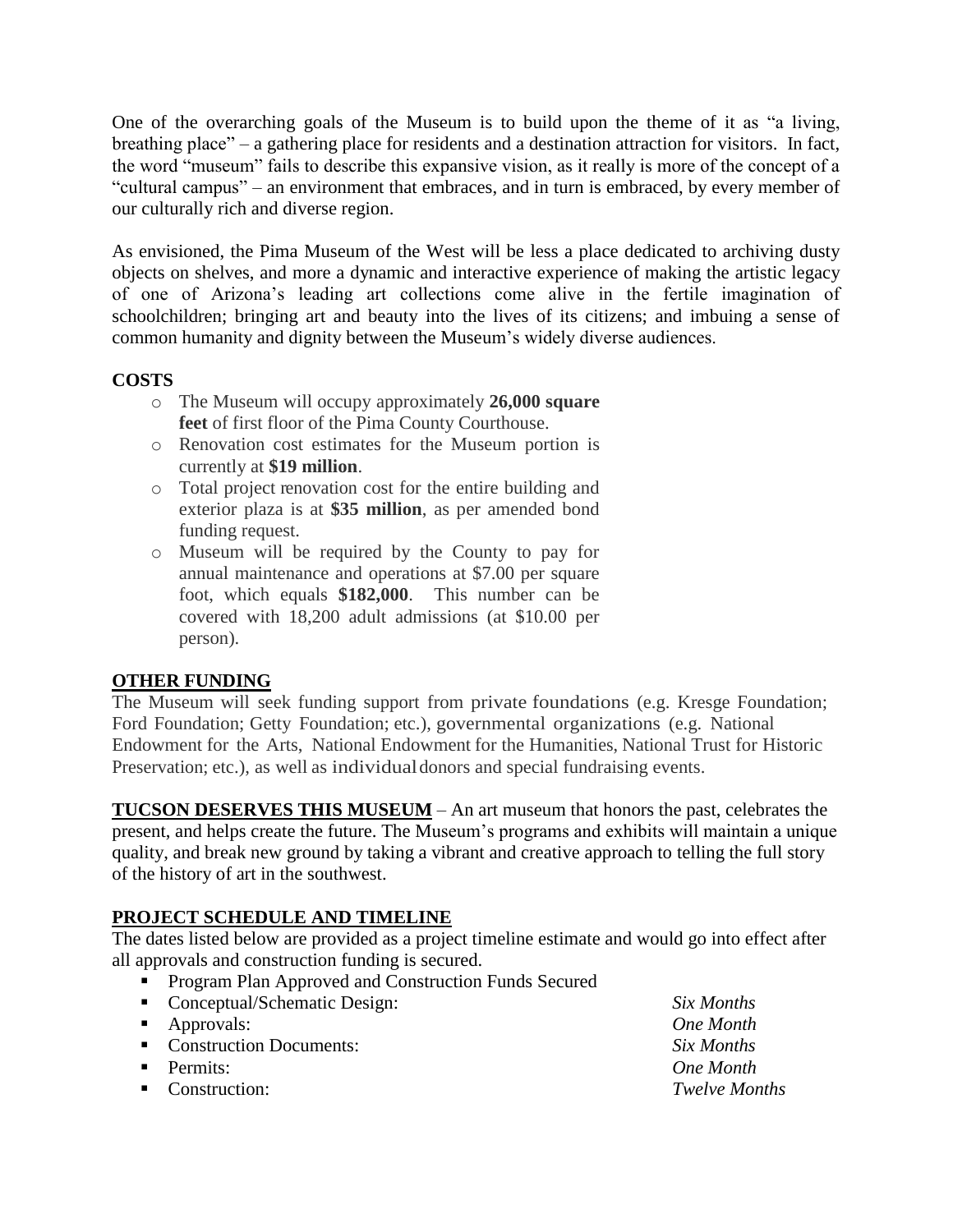One of the overarching goals of the Museum is to build upon the theme of it as "a living, breathing place" – a gathering place for residents and a destination attraction for visitors. In fact, the word "museum" fails to describe this expansive vision, as it really is more of the concept of a "cultural campus" – an environment that embraces, and in turn is embraced, by every member of our culturally rich and diverse region.

As envisioned, the Pima Museum of the West will be less a place dedicated to archiving dusty objects on shelves, and more a dynamic and interactive experience of making the artistic legacy of one of Arizona's leading art collections come alive in the fertile imagination of schoolchildren; bringing art and beauty into the lives of its citizens; and imbuing a sense of common humanity and dignity between the Museum's widely diverse audiences.

**COSTS**

- The Museum will occupy approximately **26,000 square feet** of first floor of the Pima County Courthouse.
- Renovation cost estimates for the Museum portion is currently at **$19 million**.
- Total project renovation cost for the entire building and exterior plaza is at **$35 million**, as per amended bond funding request.
- Museum will be required by the County to pay for annual maintenance and operations at $7.00 per square foot, which equals **$182,000**. This number can be covered with 18,200 adult admissions (at $10.00 per person).

**OTHER FUNDING**

The Museum will seek funding support from private foundations (e.g. Kresge Foundation; Ford Foundation; Getty Foundation; etc.), governmental organizations (e.g. National Endowment for the Arts, National Endowment for the Humanities, National Trust for Historic Preservation; etc.), as well as individual donors and special fundraising events.

**TUCSON DESERVES THIS MUSEUM** – An art museum that honors the past, celebrates the present, and helps create the future. The Museum's programs and exhibits will maintain a unique quality, and break new ground by taking a vibrant and creative approach to telling the full story of the history of art in the southwest.

**PROJECT SCHEDULE AND TIMELINE**

The dates listed below are provided as a project timeline estimate and would go into effect after all approvals and construction funding is secured.

- Program Plan Approved and Construction Funds Secured
- Conceptual/Schematic Design: *Six Months*
- Approvals: *One Month*
- Construction Documents: *Six Months*
- Permits: *One Month*
- Construction: *Twelve Months*